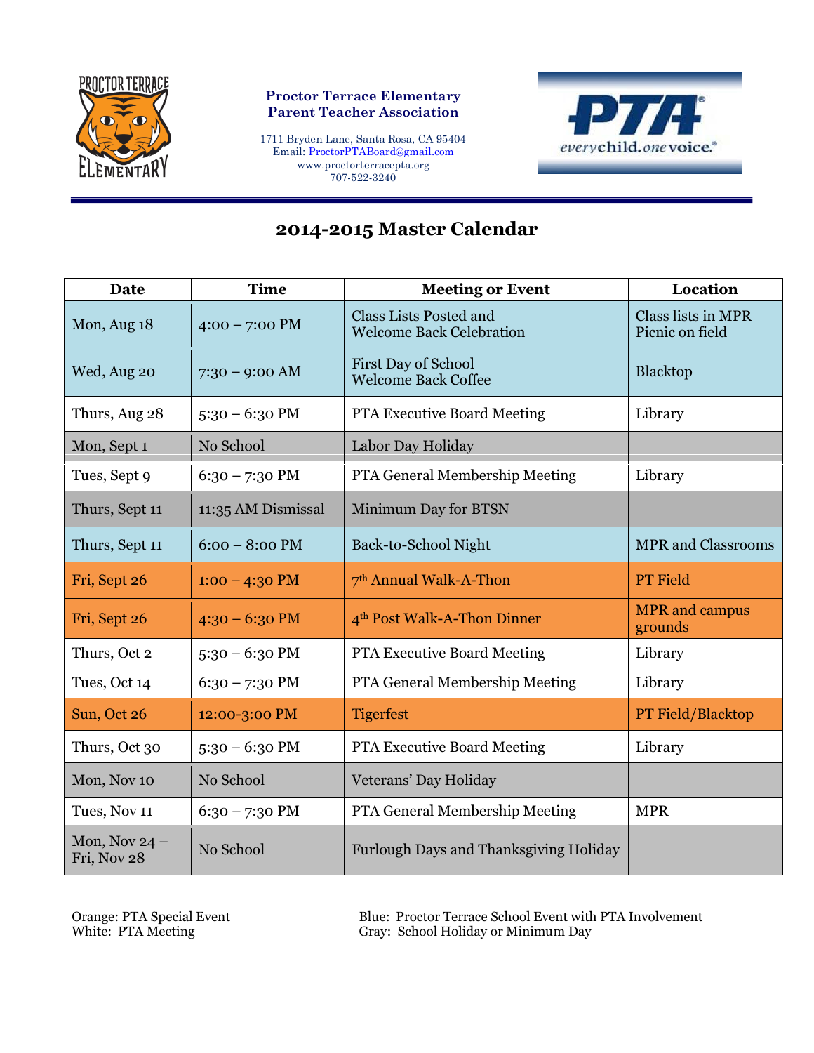**Proctor Terrace Elementary**
**Parent Teacher Association**

1711 Bryden Lane, Santa Rosa, CA 95404
Email: ProctorPTABoard@gmail.com
www.proctorterracepta.org
707-522-3240

# 2014-2015 Master Calendar

| Date | Time | Meeting or Event | Location |
|---|---|---|---|
| Mon, Aug 18 | 4:00 – 7:00 PM | Class Lists Posted and Welcome Back Celebration | Class lists in MPR Picnic on field |
| Wed, Aug 20 | 7:30 – 9:00 AM | First Day of School Welcome Back Coffee | Blacktop |
| Thurs, Aug 28 | 5:30 – 6:30 PM | PTA Executive Board Meeting | Library |
| Mon, Sept 1 | No School | Labor Day Holiday | |
| Tues, Sept 9 | 6:30 – 7:30 PM | PTA General Membership Meeting | Library |
| Thurs, Sept 11 | 11:35 AM Dismissal | Minimum Day for BTSN | |
| Thurs, Sept 11 | 6:00 – 8:00 PM | Back-to-School Night | MPR and Classrooms |
| Fri, Sept 26 | 1:00 – 4:30 PM | 7th Annual Walk-A-Thon | PT Field |
| Fri, Sept 26 | 4:30 – 6:30 PM | 4th Post Walk-A-Thon Dinner | MPR and campus grounds |
| Thurs, Oct 2 | 5:30 – 6:30 PM | PTA Executive Board Meeting | Library |
| Tues, Oct 14 | 6:30 – 7:30 PM | PTA General Membership Meeting | Library |
| Sun, Oct 26 | 12:00-3:00 PM | Tigerfest | PT Field/Blacktop |
| Thurs, Oct 30 | 5:30 – 6:30 PM | PTA Executive Board Meeting | Library |
| Mon, Nov 10 | No School | Veterans' Day Holiday | |
| Tues, Nov 11 | 6:30 – 7:30 PM | PTA General Membership Meeting | MPR |
| Mon, Nov 24 – Fri, Nov 28 | No School | Furlough Days and Thanksgiving Holiday | |

Orange: PTA Special Event
White: PTA Meeting
Blue: Proctor Terrace School Event with PTA Involvement
Gray: School Holiday or Minimum Day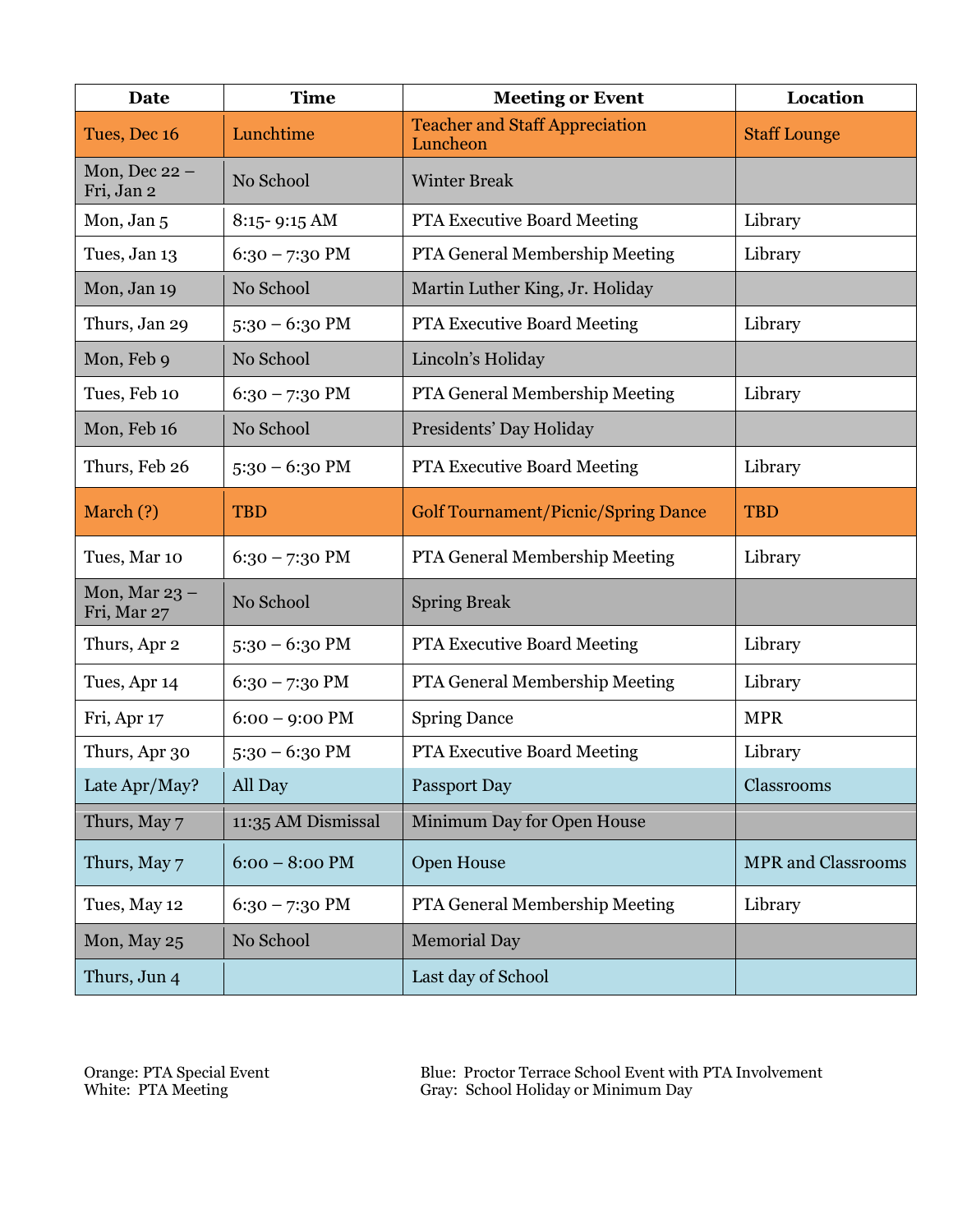| Date | Time | Meeting or Event | Location |
|---|---|---|---|
| Tues, Dec 16 | Lunchtime | Teacher and Staff Appreciation Luncheon | Staff Lounge |
| Mon, Dec 22 – Fri, Jan 2 | No School | Winter Break | |
| Mon, Jan 5 | 8:15- 9:15 AM | PTA Executive Board Meeting | Library |
| Tues, Jan 13 | 6:30 – 7:30 PM | PTA General Membership Meeting | Library |
| Mon, Jan 19 | No School | Martin Luther King, Jr. Holiday | |
| Thurs, Jan 29 | 5:30 – 6:30 PM | PTA Executive Board Meeting | Library |
| Mon, Feb 9 | No School | Lincoln's Holiday | |
| Tues, Feb 10 | 6:30 – 7:30 PM | PTA General Membership Meeting | Library |
| Mon, Feb 16 | No School | Presidents' Day Holiday | |
| Thurs, Feb 26 | 5:30 – 6:30 PM | PTA Executive Board Meeting | Library |
| March (?) | TBD | Golf Tournament/Picnic/Spring Dance | TBD |
| Tues, Mar 10 | 6:30 – 7:30 PM | PTA General Membership Meeting | Library |
| Mon, Mar 23 – Fri, Mar 27 | No School | Spring Break | |
| Thurs, Apr 2 | 5:30 – 6:30 PM | PTA Executive Board Meeting | Library |
| Tues, Apr 14 | 6:30 – 7:30 PM | PTA General Membership Meeting | Library |
| Fri, Apr 17 | 6:00 – 9:00 PM | Spring Dance | MPR |
| Thurs, Apr 30 | 5:30 – 6:30 PM | PTA Executive Board Meeting | Library |
| Late Apr/May? | All Day | Passport Day | Classrooms |
| Thurs, May 7 | 11:35 AM Dismissal | Minimum Day for Open House | |
| Thurs, May 7 | 6:00 – 8:00 PM | Open House | MPR and Classrooms |
| Tues, May 12 | 6:30 – 7:30 PM | PTA General Membership Meeting | Library |
| Mon, May 25 | No School | Memorial Day | |
| Thurs, Jun 4 | | Last day of School | |

Orange: PTA Special Event
White: PTA Meeting

Blue: Proctor Terrace School Event with PTA Involvement
Gray: School Holiday or Minimum Day